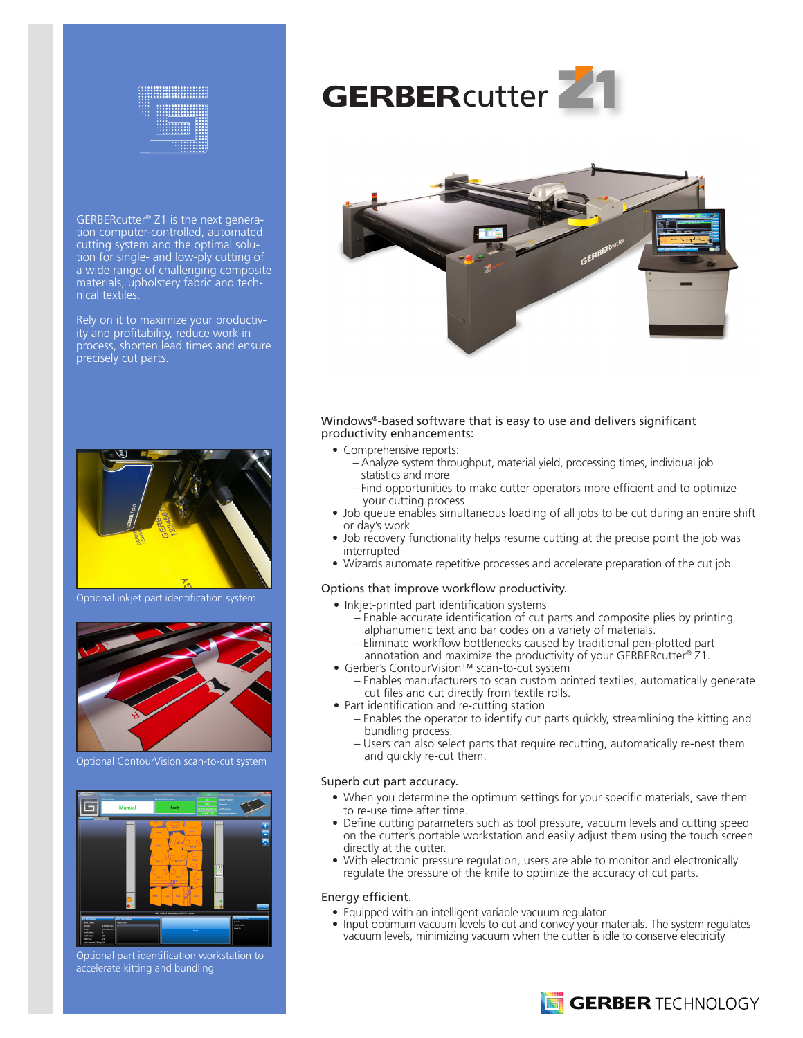# GERBERcutter Z1

GERBERcutter® Z1 is the next generation computer-controlled, automated cutting system and the optimal solution for single- and low-ply cutting of a wide range of challenging composite materials, upholstery fabric and technical textiles.

Rely on it to maximize your productivity and profitability, reduce work in process, shorten lead times and ensure precisely cut parts.

Optional inkjet part identification system

Optional ContourVision scan-to-cut system

Optional part identification workstation to accelerate kitting and bundling

## Windows®-based software that is easy to use and delivers significant productivity enhancements:

- Comprehensive reports:
  - Analyze system throughput, material yield, processing times, individual job statistics and more
  - Find opportunities to make cutter operators more efficient and to optimize your cutting process
- Job queue enables simultaneous loading of all jobs to be cut during an entire shift or day's work
- Job recovery functionality helps resume cutting at the precise point the job was interrupted
- Wizards automate repetitive processes and accelerate preparation of the cut job

## Options that improve workflow productivity.

- Inkjet-printed part identification systems
  - Enable accurate identification of cut parts and composite plies by printing alphanumeric text and bar codes on a variety of materials.
  - Eliminate workflow bottlenecks caused by traditional pen-plotted part annotation and maximize the productivity of your GERBERcutter® Z1.
- Gerber's ContourVision™ scan-to-cut system
  - Enables manufacturers to scan custom printed textiles, automatically generate cut files and cut directly from textile rolls.
- Part identification and re-cutting station
  - Enables the operator to identify cut parts quickly, streamlining the kitting and bundling process.
  - Users can also select parts that require recutting, automatically re-nest them and quickly re-cut them.

## Superb cut part accuracy.

- When you determine the optimum settings for your specific materials, save them to re-use time after time.
- Define cutting parameters such as tool pressure, vacuum levels and cutting speed on the cutter's portable workstation and easily adjust them using the touch screen directly at the cutter.
- With electronic pressure regulation, users are able to monitor and electronically regulate the pressure of the knife to optimize the accuracy of cut parts.

## Energy efficient.

- Equipped with an intelligent variable vacuum regulator
- Input optimum vacuum levels to cut and convey your materials. The system regulates vacuum levels, minimizing vacuum when the cutter is idle to conserve electricity

GERBER TECHNOLOGY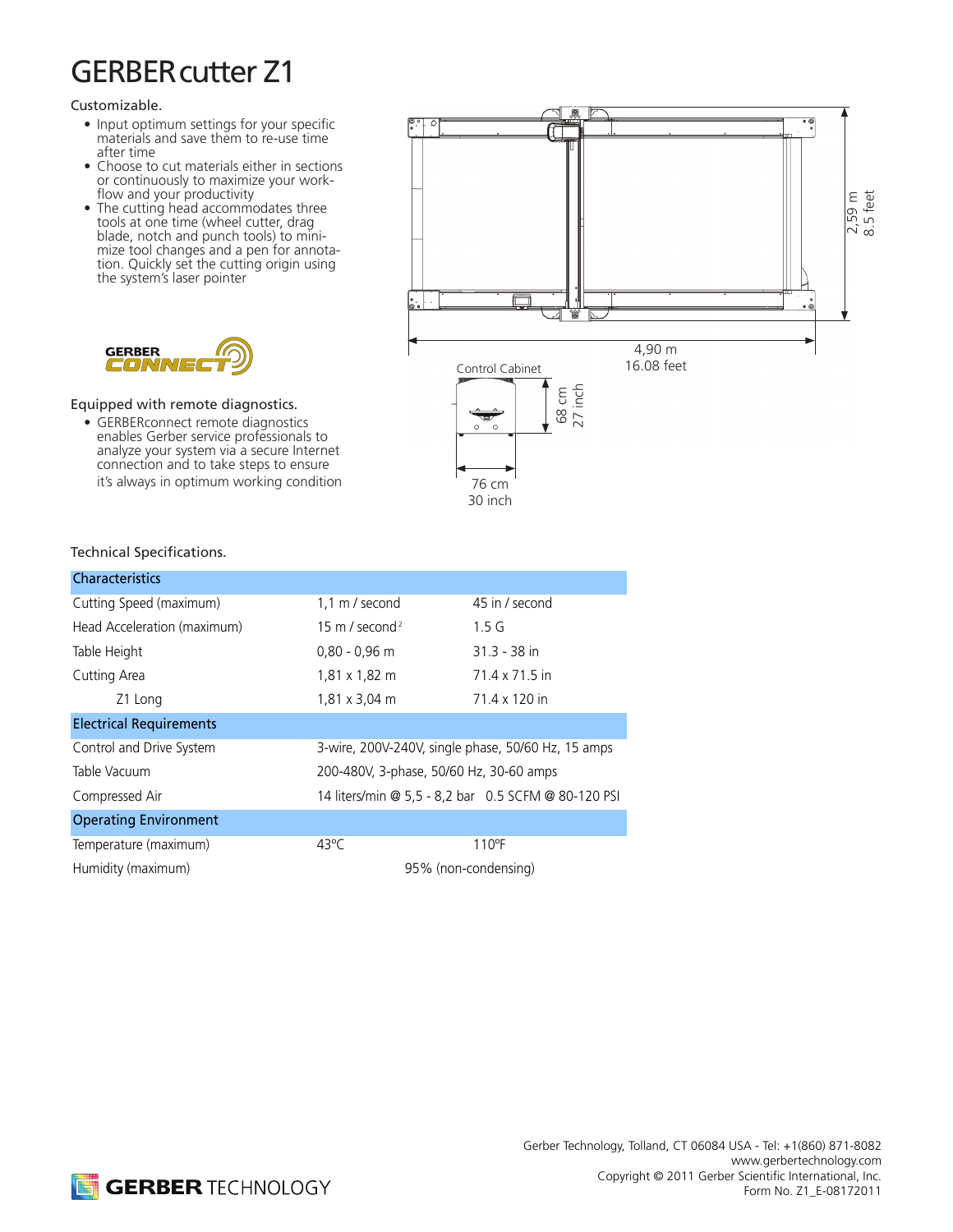# GERBERcutter Z1

Customizable.

- Input optimum settings for your specific materials and save them to re-use time after time
- Choose to cut materials either in sections or continuously to maximize your work-flow and your productivity
- The cutting head accommodates three tools at one time (wheel cutter, drag blade, notch and punch tools) to minimize tool changes and a pen for annotation. Quickly set the cutting origin using the system's laser pointer

2,59 m
8.5 feet

4,90 m
16.08 feet

Control Cabinet

68 cm
27 inch

76 cm
30 inch

GERBER CONNECT

Equipped with remote diagnostics.

- GERBERconnect remote diagnostics enables Gerber service professionals to analyze your system via a secure Internet connection and to take steps to ensure it's always in optimum working condition

Technical Specifications.

| | | |
|---|---|---|
| **Characteristics** | | |
| Cutting Speed (maximum) | 1,1 m / second | 45 in / second |
| Head Acceleration (maximum) | 15 m / second$^2$ | 1.5 G |
| Table Height | 0,80 - 0,96 m | 31.3 - 38 in |
| Cutting Area | 1,81 x 1,82 m | 71.4 x 71.5 in |
| Z1 Long | 1,81 x 3,04 m | 71.4 x 120 in |
| **Electrical Requirements** | | |
| Control and Drive System | 3-wire, 200V-240V, single phase, 50/60 Hz, 15 amps | |
| Table Vacuum | 200-480V, 3-phase, 50/60 Hz, 30-60 amps | |
| Compressed Air | 14 liters/min @ 5,5 - 8,2 bar | 0.5 SCFM @ 80-120 PSI |
| **Operating Environment** | | |
| Temperature (maximum) | 43ºC | 110ºF |
| Humidity (maximum) | 95% (non-condensing) | |

GERBER TECHNOLOGY

Gerber Technology, Tolland, CT 06084 USA - Tel: +1(860) 871-8082
www.gerbertechnology.com
Copyright © 2011 Gerber Scientific International, Inc.
Form No. Z1_E-08172011